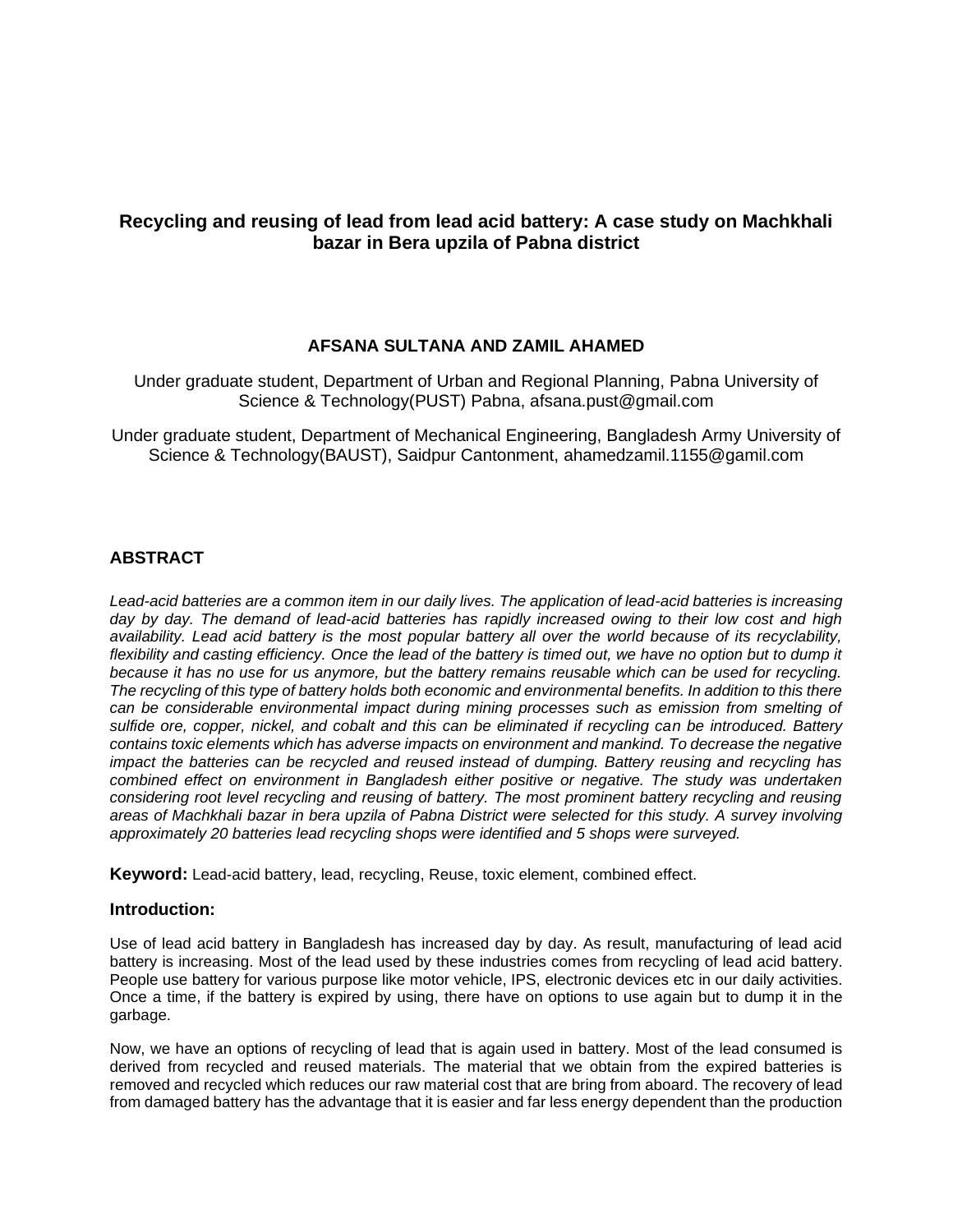# Recycling and reusing of lead from lead acid battery: A case study on Machkhali bazar in Bera upzila of Pabna district

**AFSANA SULTANA AND ZAMIL AHAMED**

Under graduate student, Department of Urban and Regional Planning, Pabna University of Science & Technology(PUST) Pabna, afsana.pust@gmail.com

Under graduate student, Department of Mechanical Engineering, Bangladesh Army University of Science & Technology(BAUST), Saidpur Cantonment, ahamedzamil.1155@gamil.com

## ABSTRACT

*Lead-acid batteries are a common item in our daily lives. The application of lead-acid batteries is increasing day by day. The demand of lead-acid batteries has rapidly increased owing to their low cost and high availability. Lead acid battery is the most popular battery all over the world because of its recyclability, flexibility and casting efficiency. Once the lead of the battery is timed out, we have no option but to dump it because it has no use for us anymore, but the battery remains reusable which can be used for recycling. The recycling of this type of battery holds both economic and environmental benefits. In addition to this there can be considerable environmental impact during mining processes such as emission from smelting of sulfide ore, copper, nickel, and cobalt and this can be eliminated if recycling can be introduced. Battery contains toxic elements which has adverse impacts on environment and mankind. To decrease the negative impact the batteries can be recycled and reused instead of dumping. Battery reusing and recycling has combined effect on environment in Bangladesh either positive or negative. The study was undertaken considering root level recycling and reusing of battery. The most prominent battery recycling and reusing areas of Machkhali bazar in bera upzila of Pabna District were selected for this study. A survey involving approximately 20 batteries lead recycling shops were identified and 5 shops were surveyed.*

**Keyword:** Lead-acid battery, lead, recycling, Reuse, toxic element, combined effect.

## Introduction:

Use of lead acid battery in Bangladesh has increased day by day. As result, manufacturing of lead acid battery is increasing. Most of the lead used by these industries comes from recycling of lead acid battery. People use battery for various purpose like motor vehicle, IPS, electronic devices etc in our daily activities. Once a time, if the battery is expired by using, there have on options to use again but to dump it in the garbage.

Now, we have an options of recycling of lead that is again used in battery. Most of the lead consumed is derived from recycled and reused materials. The material that we obtain from the expired batteries is removed and recycled which reduces our raw material cost that are bring from aboard. The recovery of lead from damaged battery has the advantage that it is easier and far less energy dependent than the production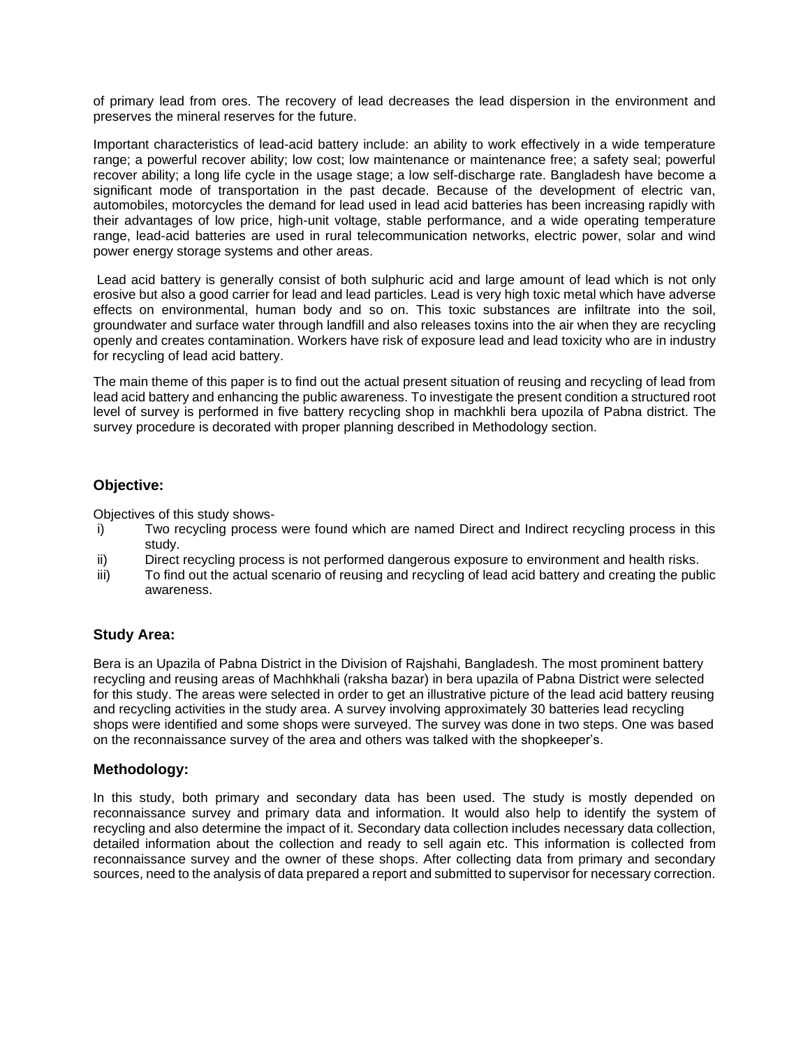of primary lead from ores. The recovery of lead decreases the lead dispersion in the environment and preserves the mineral reserves for the future.

Important characteristics of lead-acid battery include: an ability to work effectively in a wide temperature range; a powerful recover ability; low cost; low maintenance or maintenance free; a safety seal; powerful recover ability; a long life cycle in the usage stage; a low self-discharge rate. Bangladesh have become a significant mode of transportation in the past decade. Because of the development of electric van, automobiles, motorcycles the demand for lead used in lead acid batteries has been increasing rapidly with their advantages of low price, high-unit voltage, stable performance, and a wide operating temperature range, lead-acid batteries are used in rural telecommunication networks, electric power, solar and wind power energy storage systems and other areas.

Lead acid battery is generally consist of both sulphuric acid and large amount of lead which is not only erosive but also a good carrier for lead and lead particles. Lead is very high toxic metal which have adverse effects on environmental, human body and so on. This toxic substances are infiltrate into the soil, groundwater and surface water through landfill and also releases toxins into the air when they are recycling openly and creates contamination. Workers have risk of exposure lead and lead toxicity who are in industry for recycling of lead acid battery.

The main theme of this paper is to find out the actual present situation of reusing and recycling of lead from lead acid battery and enhancing the public awareness. To investigate the present condition a structured root level of survey is performed in five battery recycling shop in machkhli bera upozila of Pabna district. The survey procedure is decorated with proper planning described in Methodology section.

## Objective:

Objectives of this study shows-

i) Two recycling process were found which are named Direct and Indirect recycling process in this study.
ii) Direct recycling process is not performed dangerous exposure to environment and health risks.
iii) To find out the actual scenario of reusing and recycling of lead acid battery and creating the public awareness.

## Study Area:

Bera is an Upazila of Pabna District in the Division of Rajshahi, Bangladesh. The most prominent battery recycling and reusing areas of Machhkhali (raksha bazar) in bera upazila of Pabna District were selected for this study. The areas were selected in order to get an illustrative picture of the lead acid battery reusing and recycling activities in the study area. A survey involving approximately 30 batteries lead recycling shops were identified and some shops were surveyed. The survey was done in two steps. One was based on the reconnaissance survey of the area and others was talked with the shopkeeper's.

## Methodology:

In this study, both primary and secondary data has been used. The study is mostly depended on reconnaissance survey and primary data and information. It would also help to identify the system of recycling and also determine the impact of it. Secondary data collection includes necessary data collection, detailed information about the collection and ready to sell again etc. This information is collected from reconnaissance survey and the owner of these shops. After collecting data from primary and secondary sources, need to the analysis of data prepared a report and submitted to supervisor for necessary correction.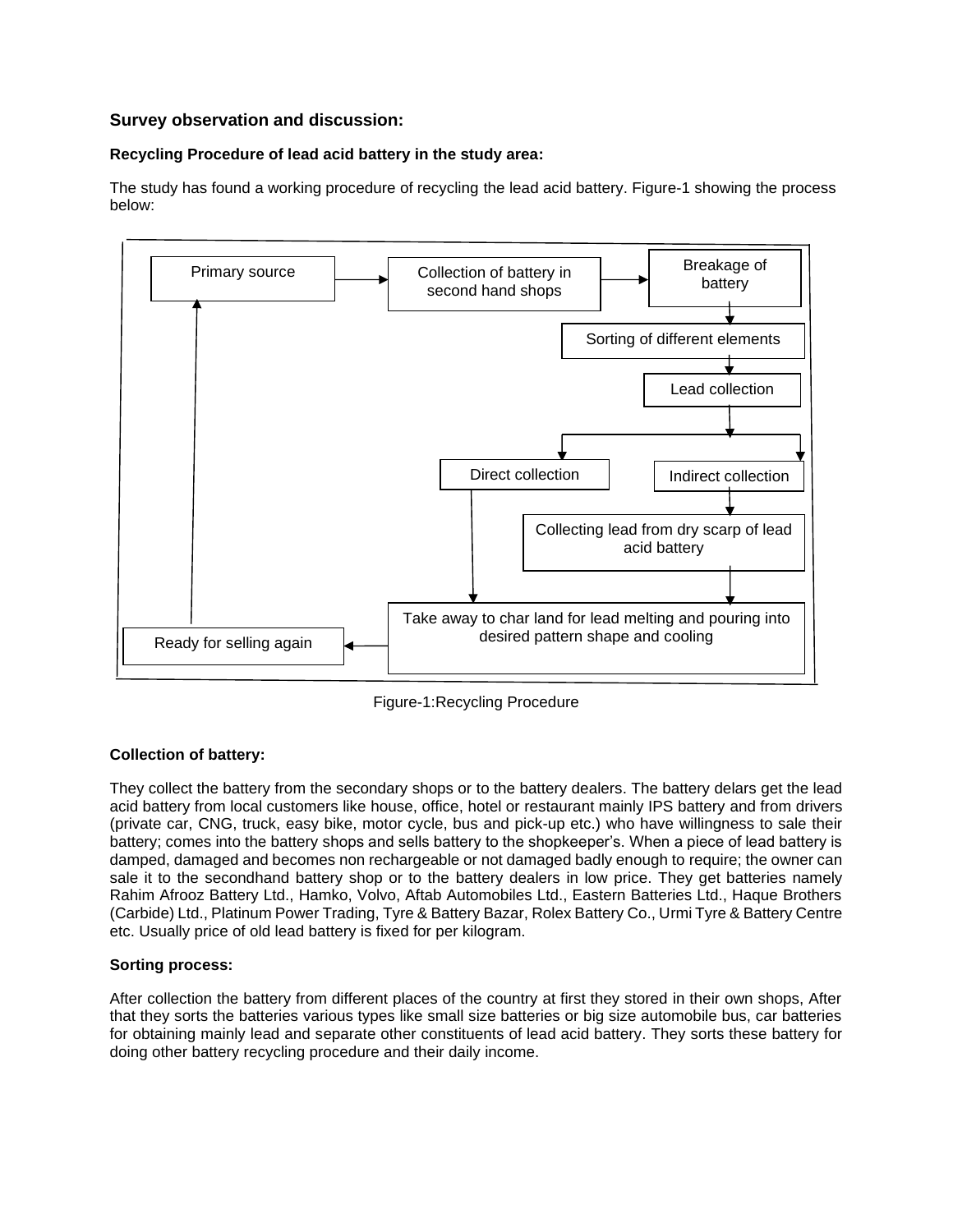## Survey observation and discussion:

### Recycling Procedure of lead acid battery in the study area:

The study has found a working procedure of recycling the lead acid battery. Figure-1 showing the process below:

Primary source → Collection of battery in second hand shops → Breakage of battery → Sorting of different elements → Lead collection → Direct collection / Indirect collection

Indirect collection → Collecting lead from dry scarp of lead acid battery

Direct collection / Collecting lead from dry scarp of lead acid battery → Take away to char land for lead melting and pouring into desired pattern shape and cooling → Ready for selling again → Primary source

Figure-1:Recycling Procedure

### Collection of battery:

They collect the battery from the secondary shops or to the battery dealers. The battery delars get the lead acid battery from local customers like house, office, hotel or restaurant mainly IPS battery and from drivers (private car, CNG, truck, easy bike, motor cycle, bus and pick-up etc.) who have willingness to sale their battery; comes into the battery shops and sells battery to the shopkeeper's. When a piece of lead battery is damped, damaged and becomes non rechargeable or not damaged badly enough to require; the owner can sale it to the secondhand battery shop or to the battery dealers in low price. They get batteries namely Rahim Afrooz Battery Ltd., Hamko, Volvo, Aftab Automobiles Ltd., Eastern Batteries Ltd., Haque Brothers (Carbide) Ltd., Platinum Power Trading, Tyre & Battery Bazar, Rolex Battery Co., Urmi Tyre & Battery Centre etc. Usually price of old lead battery is fixed for per kilogram.

### Sorting process:

After collection the battery from different places of the country at first they stored in their own shops, After that they sorts the batteries various types like small size batteries or big size automobile bus, car batteries for obtaining mainly lead and separate other constituents of lead acid battery. They sorts these battery for doing other battery recycling procedure and their daily income.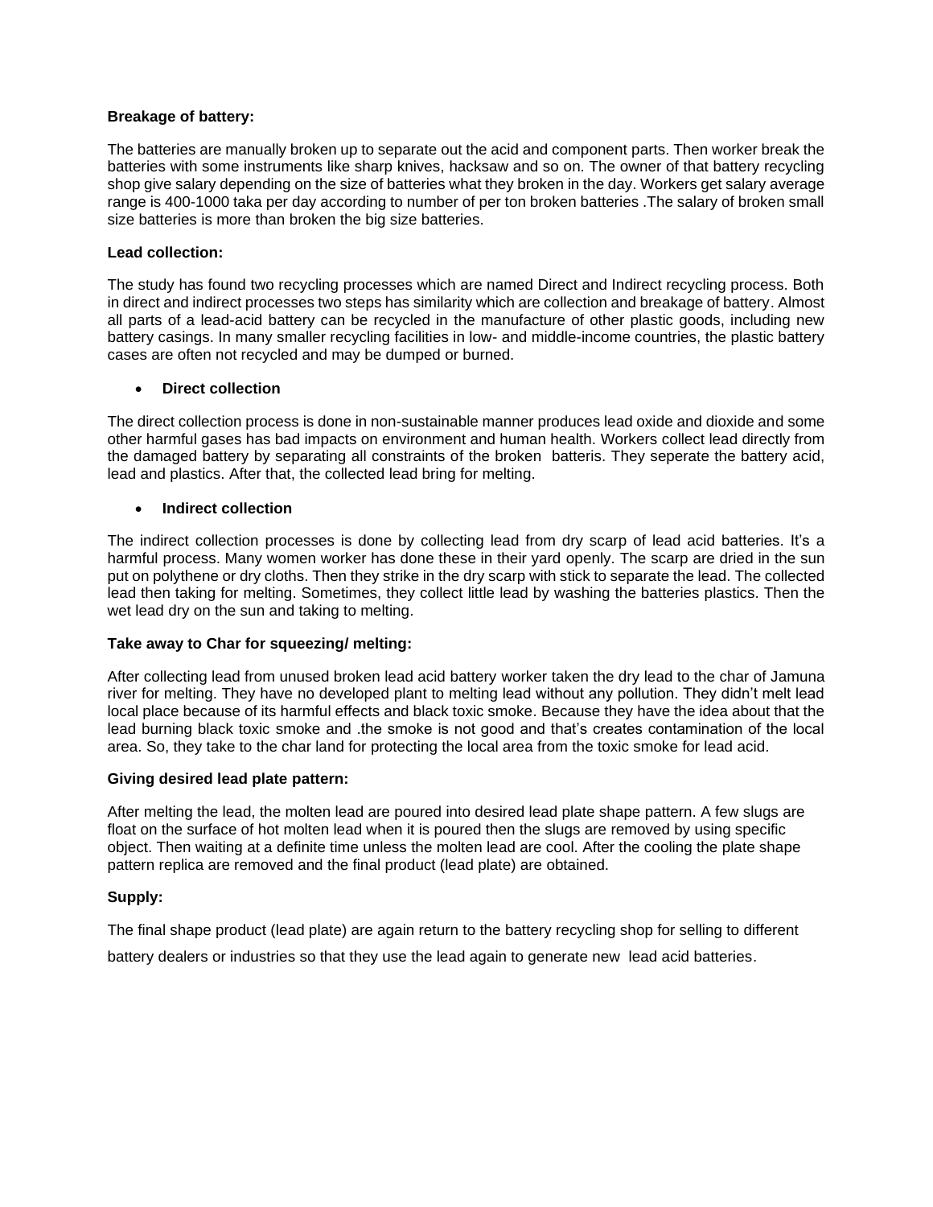**Breakage of battery:**

The batteries are manually broken up to separate out the acid and component parts. Then worker break the batteries with some instruments like sharp knives, hacksaw and so on. The owner of that battery recycling shop give salary depending on the size of batteries what they broken in the day. Workers get salary average range is 400-1000 taka per day according to number of per ton broken batteries .The salary of broken small size batteries is more than broken the big size batteries.

**Lead collection:**

The study has found two recycling processes which are named Direct and Indirect recycling process. Both in direct and indirect processes two steps has similarity which are collection and breakage of battery. Almost all parts of a lead-acid battery can be recycled in the manufacture of other plastic goods, including new battery casings. In many smaller recycling facilities in low- and middle-income countries, the plastic battery cases are often not recycled and may be dumped or burned.

- **Direct collection**

The direct collection process is done in non-sustainable manner produces lead oxide and dioxide and some other harmful gases has bad impacts on environment and human health. Workers collect lead directly from the damaged battery by separating all constraints of the broken batteris. They seperate the battery acid, lead and plastics. After that, the collected lead bring for melting.

- **Indirect collection**

The indirect collection processes is done by collecting lead from dry scarp of lead acid batteries. It's a harmful process. Many women worker has done these in their yard openly. The scarp are dried in the sun put on polythene or dry cloths. Then they strike in the dry scarp with stick to separate the lead. The collected lead then taking for melting. Sometimes, they collect little lead by washing the batteries plastics. Then the wet lead dry on the sun and taking to melting.

**Take away to Char for squeezing/ melting:**

After collecting lead from unused broken lead acid battery worker taken the dry lead to the char of Jamuna river for melting. They have no developed plant to melting lead without any pollution. They didn't melt lead local place because of its harmful effects and black toxic smoke. Because they have the idea about that the lead burning black toxic smoke and .the smoke is not good and that's creates contamination of the local area. So, they take to the char land for protecting the local area from the toxic smoke for lead acid.

**Giving desired lead plate pattern:**

After melting the lead, the molten lead are poured into desired lead plate shape pattern. A few slugs are float on the surface of hot molten lead when it is poured then the slugs are removed by using specific object. Then waiting at a definite time unless the molten lead are cool. After the cooling the plate shape pattern replica are removed and the final product (lead plate) are obtained.

**Supply:**

The final shape product (lead plate) are again return to the battery recycling shop for selling to different battery dealers or industries so that they use the lead again to generate new lead acid batteries.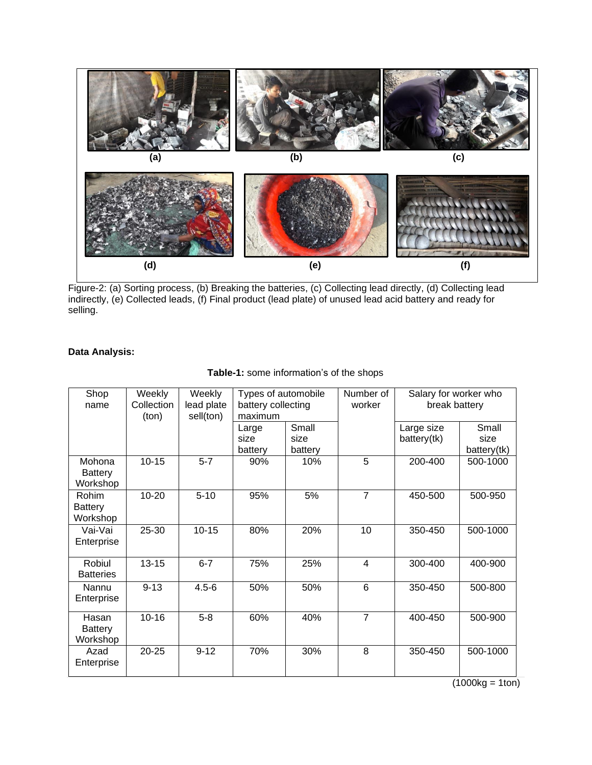(a) (b) (c)

(d) (e) (f)

Figure-2: (a) Sorting process, (b) Breaking the batteries, (c) Collecting lead directly, (d) Collecting lead indirectly, (e) Collected leads, (f) Final product (lead plate) of unused lead acid battery and ready for selling.

**Data Analysis:**

**Table-1:** some information's of the shops

| Shop name | Weekly Collection (ton) | Weekly lead plate sell(ton) | Types of automobile battery collecting maximum | | Number of worker | Salary for worker who break battery | |
|---|---|---|---|---|---|---|---|
| | | | Large size battery | Small size battery | | Large size battery(tk) | Small size battery(tk) |
| Mohona Battery Workshop | 10-15 | 5-7 | 90% | 10% | 5 | 200-400 | 500-1000 |
| Rohim Battery Workshop | 10-20 | 5-10 | 95% | 5% | 7 | 450-500 | 500-950 |
| Vai-Vai Enterprise | 25-30 | 10-15 | 80% | 20% | 10 | 350-450 | 500-1000 |
| Robiul Batteries | 13-15 | 6-7 | 75% | 25% | 4 | 300-400 | 400-900 |
| Nannu Enterprise | 9-13 | 4.5-6 | 50% | 50% | 6 | 350-450 | 500-800 |
| Hasan Battery Workshop | 10-16 | 5-8 | 60% | 40% | 7 | 400-450 | 500-900 |
| Azad Enterprise | 20-25 | 9-12 | 70% | 30% | 8 | 350-450 | 500-1000 |

(1000kg = 1ton)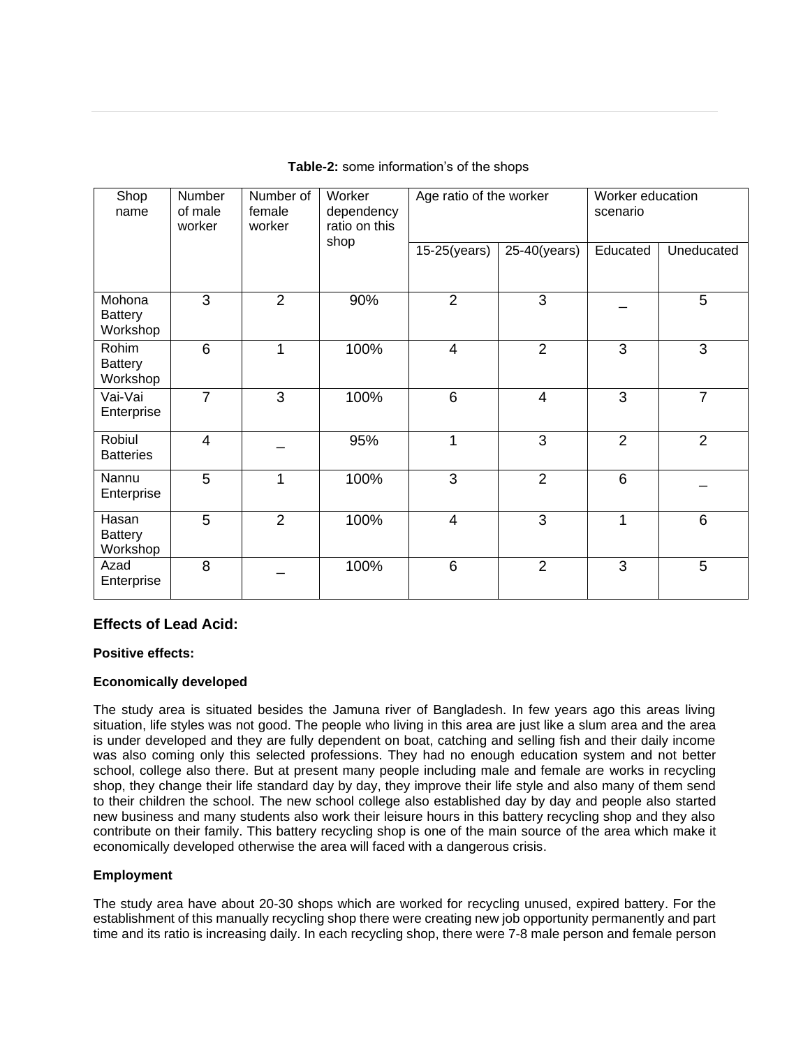**Table-2:** some information's of the shops

| Shop name | Number of male worker | Number of female worker | Worker dependency ratio on this shop | Age ratio of the worker | | Worker education scenario | |
|---|---|---|---|---|---|---|---|
| | | | | 15-25(years) | 25-40(years) | Educated | Uneducated |
| Mohona Battery Workshop | 3 | 2 | 90% | 2 | 3 | _ | 5 |
| Rohim Battery Workshop | 6 | 1 | 100% | 4 | 2 | 3 | 3 |
| Vai-Vai Enterprise | 7 | 3 | 100% | 6 | 4 | 3 | 7 |
| Robiul Batteries | 4 | _ | 95% | 1 | 3 | 2 | 2 |
| Nannu Enterprise | 5 | 1 | 100% | 3 | 2 | 6 | _ |
| Hasan Battery Workshop | 5 | 2 | 100% | 4 | 3 | 1 | 6 |
| Azad Enterprise | 8 | _ | 100% | 6 | 2 | 3 | 5 |

## Effects of Lead Acid:

**Positive effects:**

**Economically developed**

The study area is situated besides the Jamuna river of Bangladesh. In few years ago this areas living situation, life styles was not good. The people who living in this area are just like a slum area and the area is under developed and they are fully dependent on boat, catching and selling fish and their daily income was also coming only this selected professions. They had no enough education system and not better school, college also there. But at present many people including male and female are works in recycling shop, they change their life standard day by day, they improve their life style and also many of them send to their children the school. The new school college also established day by day and people also started new business and many students also work their leisure hours in this battery recycling shop and they also contribute on their family. This battery recycling shop is one of the main source of the area which make it economically developed otherwise the area will faced with a dangerous crisis.

**Employment**

The study area have about 20-30 shops which are worked for recycling unused, expired battery. For the establishment of this manually recycling shop there were creating new job opportunity permanently and part time and its ratio is increasing daily. In each recycling shop, there were 7-8 male person and female person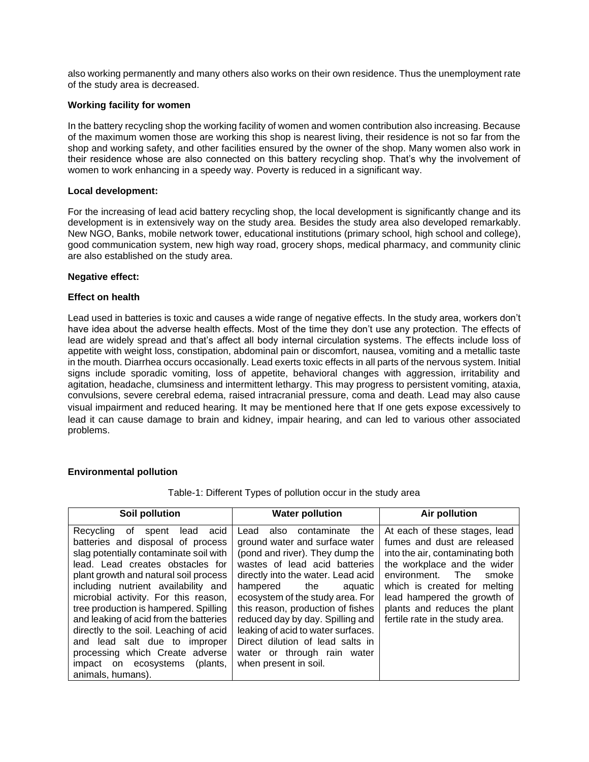also working permanently and many others also works on their own residence. Thus the unemployment rate of the study area is decreased.

**Working facility for women**

In the battery recycling shop the working facility of women and women contribution also increasing. Because of the maximum women those are working this shop is nearest living, their residence is not so far from the shop and working safety, and other facilities ensured by the owner of the shop. Many women also work in their residence whose are also connected on this battery recycling shop. That's why the involvement of women to work enhancing in a speedy way. Poverty is reduced in a significant way.

**Local development:**

For the increasing of lead acid battery recycling shop, the local development is significantly change and its development is in extensively way on the study area. Besides the study area also developed remarkably. New NGO, Banks, mobile network tower, educational institutions (primary school, high school and college), good communication system, new high way road, grocery shops, medical pharmacy, and community clinic are also established on the study area.

**Negative effect:**

**Effect on health**

Lead used in batteries is toxic and causes a wide range of negative effects. In the study area, workers don't have idea about the adverse health effects. Most of the time they don't use any protection. The effects of lead are widely spread and that's affect all body internal circulation systems. The effects include loss of appetite with weight loss, constipation, abdominal pain or discomfort, nausea, vomiting and a metallic taste in the mouth. Diarrhea occurs occasionally. Lead exerts toxic effects in all parts of the nervous system. Initial signs include sporadic vomiting, loss of appetite, behavioral changes with aggression, irritability and agitation, headache, clumsiness and intermittent lethargy. This may progress to persistent vomiting, ataxia, convulsions, severe cerebral edema, raised intracranial pressure, coma and death. Lead may also cause visual impairment and reduced hearing. It may be mentioned here that If one gets expose excessively to lead it can cause damage to brain and kidney, impair hearing, and can led to various other associated problems.

**Environmental pollution**

Table-1: Different Types of pollution occur in the study area

| Soil pollution | Water pollution | Air pollution |
|---|---|---|
| Recycling of spent lead acid batteries and disposal of process slag potentially contaminate soil with lead. Lead creates obstacles for plant growth and natural soil process including nutrient availability and microbial activity. For this reason, tree production is hampered. Spilling and leaking of acid from the batteries directly to the soil. Leaching of acid and lead salt due to improper processing which Create adverse impact on ecosystems (plants, animals, humans). | Lead also contaminate the ground water and surface water (pond and river). They dump the wastes of lead acid batteries directly into the water. Lead acid hampered the aquatic ecosystem of the study area. For this reason, production of fishes reduced day by day. Spilling and leaking of acid to water surfaces. Direct dilution of lead salts in water or through rain water when present in soil. | At each of these stages, lead fumes and dust are released into the air, contaminating both the workplace and the wider environment. The smoke which is created for melting lead hampered the growth of plants and reduces the plant fertile rate in the study area. |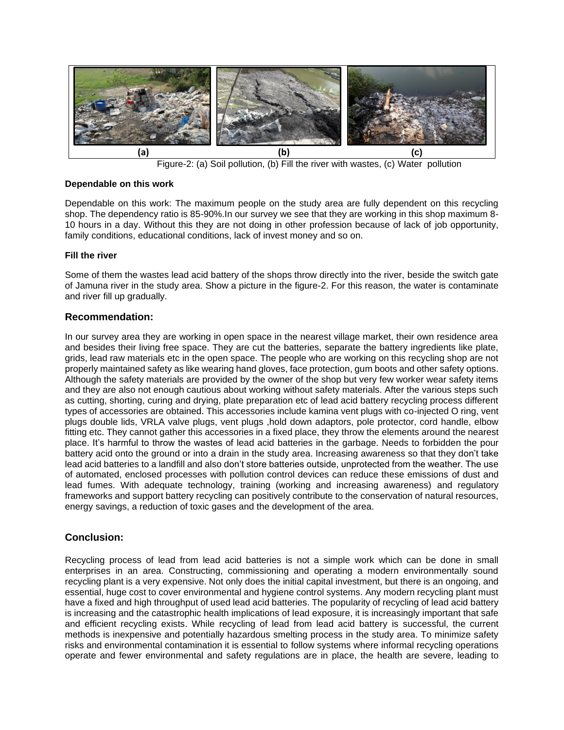Figure-2: (a) Soil pollution, (b) Fill the river with wastes, (c) Water pollution

**Dependable on this work**

Dependable on this work: The maximum people on the study area are fully dependent on this recycling shop. The dependency ratio is 85-90%.In our survey we see that they are working in this shop maximum 8-10 hours in a day. Without this they are not doing in other profession because of lack of job opportunity, family conditions, educational conditions, lack of invest money and so on.

**Fill the river**

Some of them the wastes lead acid battery of the shops throw directly into the river, beside the switch gate of Jamuna river in the study area. Show a picture in the figure-2. For this reason, the water is contaminate and river fill up gradually.

## Recommendation:

In our survey area they are working in open space in the nearest village market, their own residence area and besides their living free space. They are cut the batteries, separate the battery ingredients like plate, grids, lead raw materials etc in the open space. The people who are working on this recycling shop are not properly maintained safety as like wearing hand gloves, face protection, gum boots and other safety options. Although the safety materials are provided by the owner of the shop but very few worker wear safety items and they are also not enough cautious about working without safety materials. After the various steps such as cutting, shorting, curing and drying, plate preparation etc of lead acid battery recycling process different types of accessories are obtained. This accessories include kamina vent plugs with co-injected O ring, vent plugs double lids, VRLA valve plugs, vent plugs ,hold down adaptors, pole protector, cord handle, elbow fitting etc. They cannot gather this accessories in a fixed place, they throw the elements around the nearest place. It's harmful to throw the wastes of lead acid batteries in the garbage. Needs to forbidden the pour battery acid onto the ground or into a drain in the study area. Increasing awareness so that they don't take lead acid batteries to a landfill and also don't store batteries outside, unprotected from the weather. The use of automated, enclosed processes with pollution control devices can reduce these emissions of dust and lead fumes. With adequate technology, training (working and increasing awareness) and regulatory frameworks and support battery recycling can positively contribute to the conservation of natural resources, energy savings, a reduction of toxic gases and the development of the area.

## Conclusion:

Recycling process of lead from lead acid batteries is not a simple work which can be done in small enterprises in an area. Constructing, commissioning and operating a modern environmentally sound recycling plant is a very expensive. Not only does the initial capital investment, but there is an ongoing, and essential, huge cost to cover environmental and hygiene control systems. Any modern recycling plant must have a fixed and high throughput of used lead acid batteries. The popularity of recycling of lead acid battery is increasing and the catastrophic health implications of lead exposure, it is increasingly important that safe and efficient recycling exists. While recycling of lead from lead acid battery is successful, the current methods is inexpensive and potentially hazardous smelting process in the study area. To minimize safety risks and environmental contamination it is essential to follow systems where informal recycling operations operate and fewer environmental and safety regulations are in place, the health are severe, leading to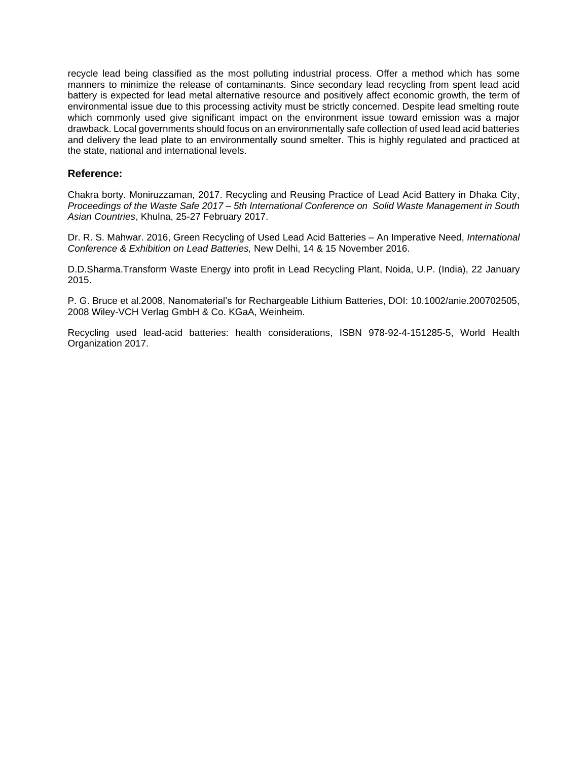recycle lead being classified as the most polluting industrial process. Offer a method which has some manners to minimize the release of contaminants. Since secondary lead recycling from spent lead acid battery is expected for lead metal alternative resource and positively affect economic growth, the term of environmental issue due to this processing activity must be strictly concerned. Despite lead smelting route which commonly used give significant impact on the environment issue toward emission was a major drawback. Local governments should focus on an environmentally safe collection of used lead acid batteries and delivery the lead plate to an environmentally sound smelter. This is highly regulated and practiced at the state, national and international levels.

### Reference:

Chakra borty. Moniruzzaman, 2017. Recycling and Reusing Practice of Lead Acid Battery in Dhaka City, *Proceedings of the Waste Safe 2017 – 5th International Conference on Solid Waste Management in South Asian Countries*, Khulna, 25-27 February 2017.

Dr. R. S. Mahwar. 2016, Green Recycling of Used Lead Acid Batteries – An Imperative Need, *International Conference & Exhibition on Lead Batteries,* New Delhi, 14 & 15 November 2016.

D.D.Sharma.Transform Waste Energy into profit in Lead Recycling Plant, Noida, U.P. (India), 22 January 2015.

P. G. Bruce et al.2008, Nanomaterial's for Rechargeable Lithium Batteries, DOI: 10.1002/anie.200702505, 2008 Wiley-VCH Verlag GmbH & Co. KGaA, Weinheim.

Recycling used lead-acid batteries: health considerations, ISBN 978-92-4-151285-5, World Health Organization 2017.